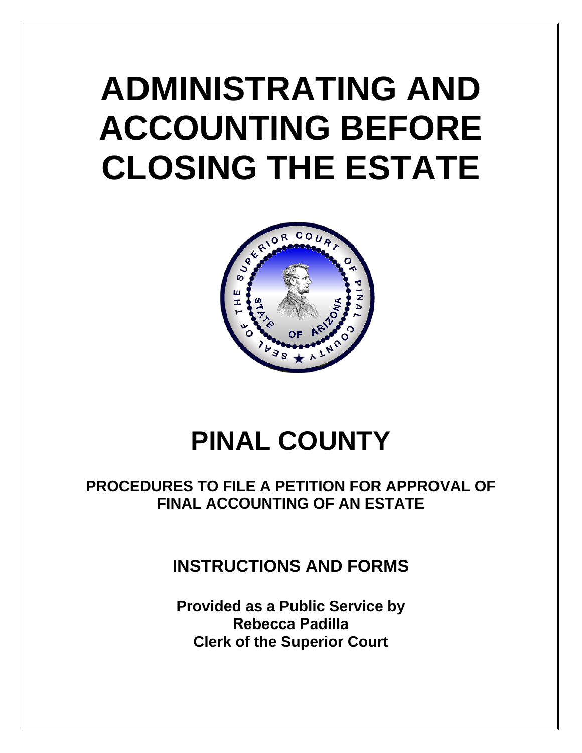# ADMINISTRATING AND ACCOUNTING BEFORE CLOSING THE ESTATE

# PINAL COUNTY

## PROCEDURES TO FILE A PETITION FOR APPROVAL OF FINAL ACCOUNTING OF AN ESTATE

## INSTRUCTIONS AND FORMS

**Provided as a Public Service by**
**Rebecca Padilla**
**Clerk of the Superior Court**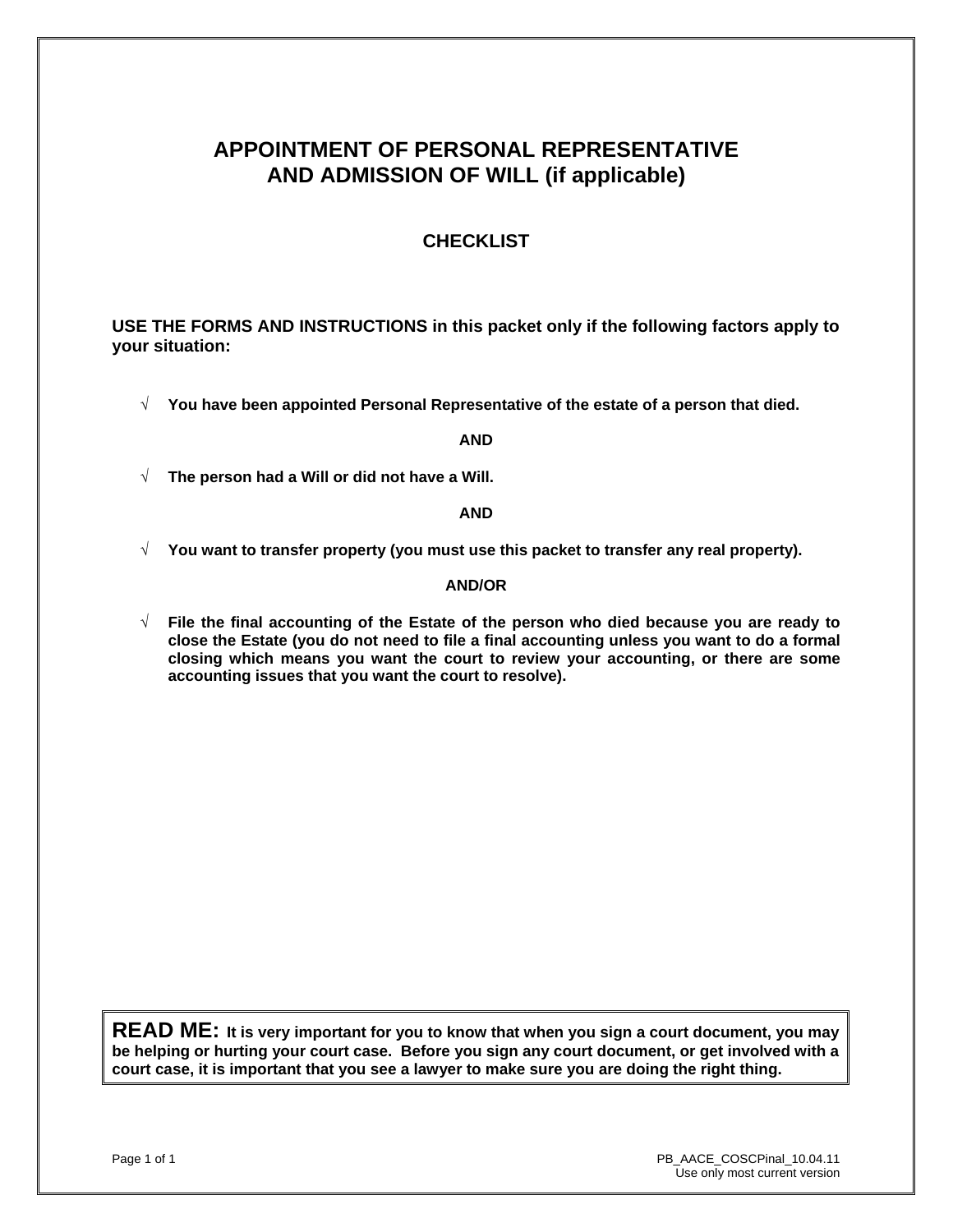# APPOINTMENT OF PERSONAL REPRESENTATIVE AND ADMISSION OF WILL (if applicable)

## CHECKLIST

**USE THE FORMS AND INSTRUCTIONS in this packet only if the following factors apply to your situation:**

- √ **You have been appointed Personal Representative of the estate of a person that died.**

**AND**

- √ **The person had a Will or did not have a Will.**

**AND**

- √ **You want to transfer property (you must use this packet to transfer any real property).**

**AND/OR**

- √ **File the final accounting of the Estate of the person who died because you are ready to close the Estate (you do not need to file a final accounting unless you want to do a formal closing which means you want the court to review your accounting, or there are some accounting issues that you want the court to resolve).**

> **READ ME:** **It is very important for you to know that when you sign a court document, you may be helping or hurting your court case. Before you sign any court document, or get involved with a court case, it is important that you see a lawyer to make sure you are doing the right thing.**

PB_AACE_COSCPinal_10.04.11
Use only most current version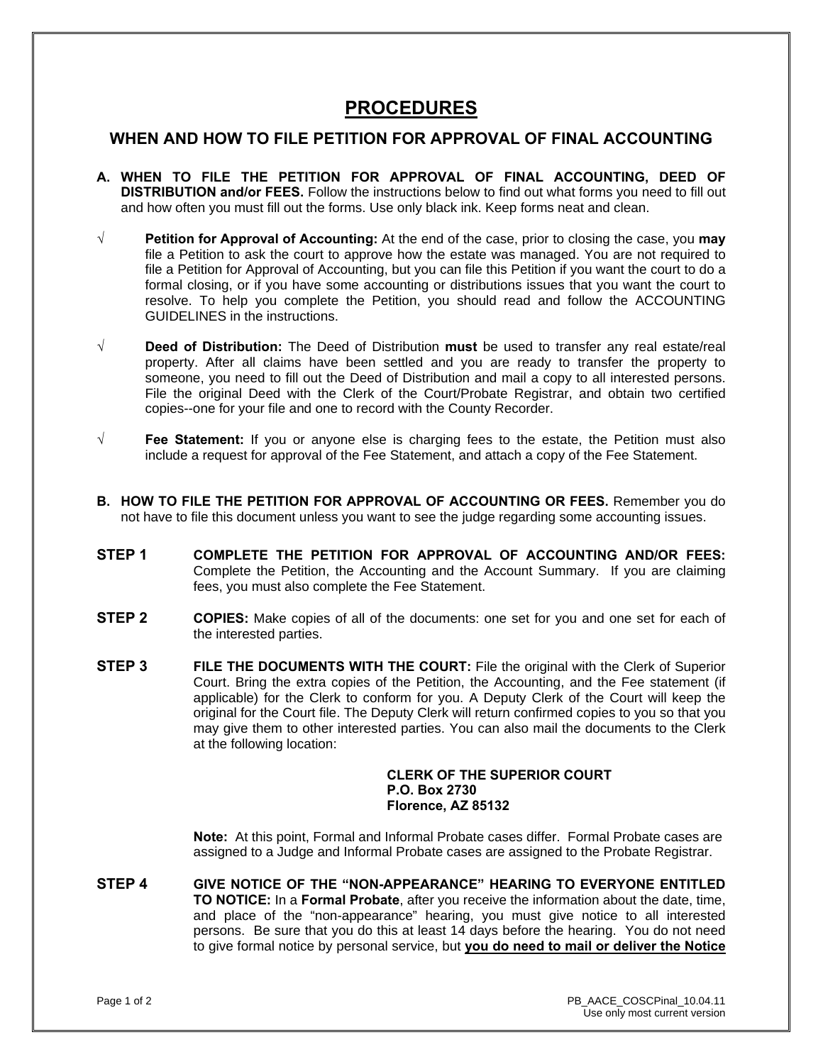# PROCEDURES

## WHEN AND HOW TO FILE PETITION FOR APPROVAL OF FINAL ACCOUNTING

**A. WHEN TO FILE THE PETITION FOR APPROVAL OF FINAL ACCOUNTING, DEED OF DISTRIBUTION and/or FEES.** Follow the instructions below to find out what forms you need to fill out and how often you must fill out the forms. Use only black ink. Keep forms neat and clean.

√ **Petition for Approval of Accounting:** At the end of the case, prior to closing the case, you **may** file a Petition to ask the court to approve how the estate was managed. You are not required to file a Petition for Approval of Accounting, but you can file this Petition if you want the court to do a formal closing, or if you have some accounting or distributions issues that you want the court to resolve. To help you complete the Petition, you should read and follow the ACCOUNTING GUIDELINES in the instructions.

√ **Deed of Distribution:** The Deed of Distribution **must** be used to transfer any real estate/real property. After all claims have been settled and you are ready to transfer the property to someone, you need to fill out the Deed of Distribution and mail a copy to all interested persons. File the original Deed with the Clerk of the Court/Probate Registrar, and obtain two certified copies--one for your file and one to record with the County Recorder.

√ **Fee Statement:** If you or anyone else is charging fees to the estate, the Petition must also include a request for approval of the Fee Statement, and attach a copy of the Fee Statement.

**B. HOW TO FILE THE PETITION FOR APPROVAL OF ACCOUNTING OR FEES.** Remember you do not have to file this document unless you want to see the judge regarding some accounting issues.

**STEP 1** **COMPLETE THE PETITION FOR APPROVAL OF ACCOUNTING AND/OR FEES:** Complete the Petition, the Accounting and the Account Summary. If you are claiming fees, you must also complete the Fee Statement.

**STEP 2** **COPIES:** Make copies of all of the documents: one set for you and one set for each of the interested parties.

**STEP 3** **FILE THE DOCUMENTS WITH THE COURT:** File the original with the Clerk of Superior Court. Bring the extra copies of the Petition, the Accounting, and the Fee statement (if applicable) for the Clerk to conform for you. A Deputy Clerk of the Court will keep the original for the Court file. The Deputy Clerk will return confirmed copies to you so that you may give them to other interested parties. You can also mail the documents to the Clerk at the following location:

**CLERK OF THE SUPERIOR COURT**
**P.O. Box 2730**
**Florence, AZ 85132**

**Note:** At this point, Formal and Informal Probate cases differ. Formal Probate cases are assigned to a Judge and Informal Probate cases are assigned to the Probate Registrar.

**STEP 4** **GIVE NOTICE OF THE "NON-APPEARANCE" HEARING TO EVERYONE ENTITLED TO NOTICE:** In a **Formal Probate**, after you receive the information about the date, time, and place of the "non-appearance" hearing, you must give notice to all interested persons. Be sure that you do this at least 14 days before the hearing. You do not need to give formal notice by personal service, but **you do need to mail or deliver the Notice**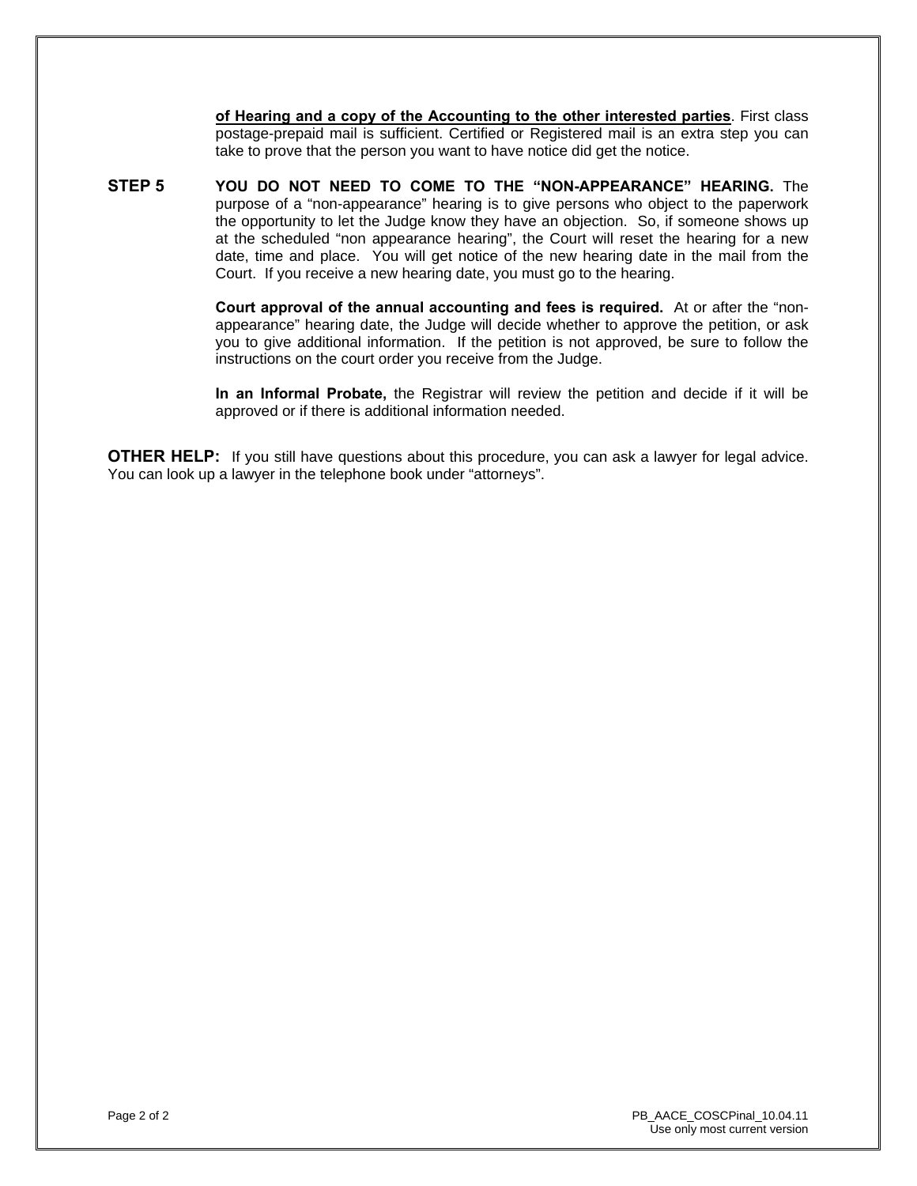**of Hearing and a copy of the Accounting to the other interested parties**. First class postage-prepaid mail is sufficient. Certified or Registered mail is an extra step you can take to prove that the person you want to have notice did get the notice.

**STEP 5** **YOU DO NOT NEED TO COME TO THE "NON-APPEARANCE" HEARING.** The purpose of a "non-appearance" hearing is to give persons who object to the paperwork the opportunity to let the Judge know they have an objection. So, if someone shows up at the scheduled "non appearance hearing", the Court will reset the hearing for a new date, time and place. You will get notice of the new hearing date in the mail from the Court. If you receive a new hearing date, you must go to the hearing.

**Court approval of the annual accounting and fees is required.** At or after the "non-appearance" hearing date, the Judge will decide whether to approve the petition, or ask you to give additional information. If the petition is not approved, be sure to follow the instructions on the court order you receive from the Judge.

**In an Informal Probate,** the Registrar will review the petition and decide if it will be approved or if there is additional information needed.

**OTHER HELP:** If you still have questions about this procedure, you can ask a lawyer for legal advice. You can look up a lawyer in the telephone book under "attorneys".

PB_AACE_COSCPinal_10.04.11
Use only most current version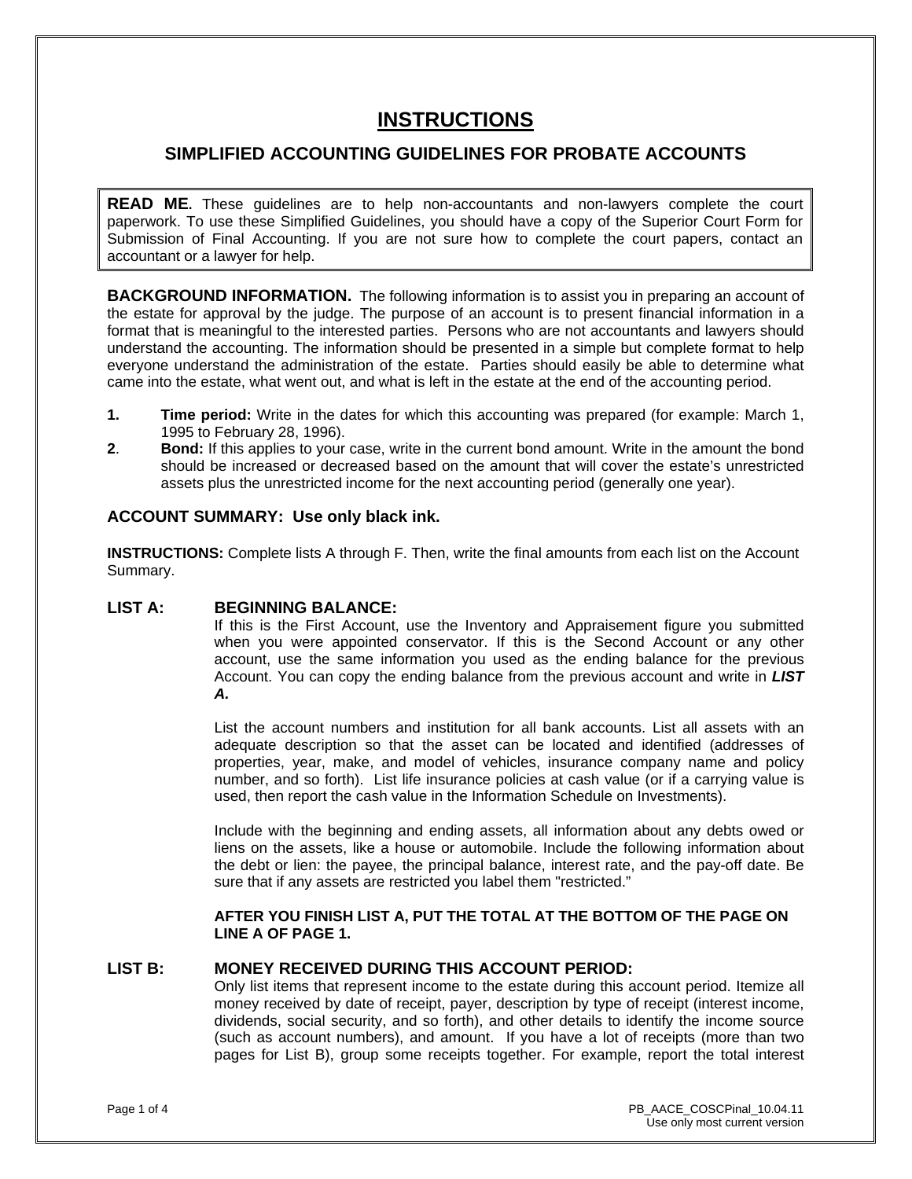# INSTRUCTIONS

## SIMPLIFIED ACCOUNTING GUIDELINES FOR PROBATE ACCOUNTS

**READ ME.** These guidelines are to help non-accountants and non-lawyers complete the court paperwork. To use these Simplified Guidelines, you should have a copy of the Superior Court Form for Submission of Final Accounting. If you are not sure how to complete the court papers, contact an accountant or a lawyer for help.

**BACKGROUND INFORMATION.** The following information is to assist you in preparing an account of the estate for approval by the judge. The purpose of an account is to present financial information in a format that is meaningful to the interested parties. Persons who are not accountants and lawyers should understand the accounting. The information should be presented in a simple but complete format to help everyone understand the administration of the estate. Parties should easily be able to determine what came into the estate, what went out, and what is left in the estate at the end of the accounting period.

1. **Time period:** Write in the dates for which this accounting was prepared (for example: March 1, 1995 to February 28, 1996).
2. **Bond:** If this applies to your case, write in the current bond amount. Write in the amount the bond should be increased or decreased based on the amount that will cover the estate's unrestricted assets plus the unrestricted income for the next accounting period (generally one year).

### ACCOUNT SUMMARY: Use only black ink.

**INSTRUCTIONS:** Complete lists A through F. Then, write the final amounts from each list on the Account Summary.

### LIST A: BEGINNING BALANCE:

If this is the First Account, use the Inventory and Appraisement figure you submitted when you were appointed conservator. If this is the Second Account or any other account, use the same information you used as the ending balance for the previous Account. You can copy the ending balance from the previous account and write in ***LIST A.***

List the account numbers and institution for all bank accounts. List all assets with an adequate description so that the asset can be located and identified (addresses of properties, year, make, and model of vehicles, insurance company name and policy number, and so forth). List life insurance policies at cash value (or if a carrying value is used, then report the cash value in the Information Schedule on Investments).

Include with the beginning and ending assets, all information about any debts owed or liens on the assets, like a house or automobile. Include the following information about the debt or lien: the payee, the principal balance, interest rate, and the pay-off date. Be sure that if any assets are restricted you label them "restricted."

**AFTER YOU FINISH LIST A, PUT THE TOTAL AT THE BOTTOM OF THE PAGE ON LINE A OF PAGE 1.**

### LIST B: MONEY RECEIVED DURING THIS ACCOUNT PERIOD:

Only list items that represent income to the estate during this account period. Itemize all money received by date of receipt, payer, description by type of receipt (interest income, dividends, social security, and so forth), and other details to identify the income source (such as account numbers), and amount. If you have a lot of receipts (more than two pages for List B), group some receipts together. For example, report the total interest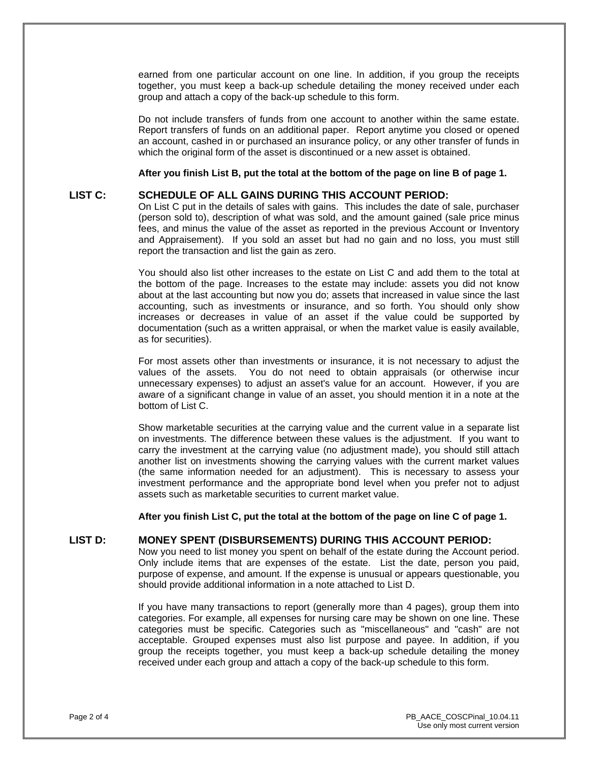earned from one particular account on one line. In addition, if you group the receipts together, you must keep a back-up schedule detailing the money received under each group and attach a copy of the back-up schedule to this form.

Do not include transfers of funds from one account to another within the same estate. Report transfers of funds on an additional paper. Report anytime you closed or opened an account, cashed in or purchased an insurance policy, or any other transfer of funds in which the original form of the asset is discontinued or a new asset is obtained.

**After you finish List B, put the total at the bottom of the page on line B of page 1.**

## LIST C: SCHEDULE OF ALL GAINS DURING THIS ACCOUNT PERIOD:

On List C put in the details of sales with gains. This includes the date of sale, purchaser (person sold to), description of what was sold, and the amount gained (sale price minus fees, and minus the value of the asset as reported in the previous Account or Inventory and Appraisement). If you sold an asset but had no gain and no loss, you must still report the transaction and list the gain as zero.

You should also list other increases to the estate on List C and add them to the total at the bottom of the page. Increases to the estate may include: assets you did not know about at the last accounting but now you do; assets that increased in value since the last accounting, such as investments or insurance, and so forth. You should only show increases or decreases in value of an asset if the value could be supported by documentation (such as a written appraisal, or when the market value is easily available, as for securities).

For most assets other than investments or insurance, it is not necessary to adjust the values of the assets. You do not need to obtain appraisals (or otherwise incur unnecessary expenses) to adjust an asset's value for an account. However, if you are aware of a significant change in value of an asset, you should mention it in a note at the bottom of List C.

Show marketable securities at the carrying value and the current value in a separate list on investments. The difference between these values is the adjustment. If you want to carry the investment at the carrying value (no adjustment made), you should still attach another list on investments showing the carrying values with the current market values (the same information needed for an adjustment). This is necessary to assess your investment performance and the appropriate bond level when you prefer not to adjust assets such as marketable securities to current market value.

**After you finish List C, put the total at the bottom of the page on line C of page 1.**

## LIST D: MONEY SPENT (DISBURSEMENTS) DURING THIS ACCOUNT PERIOD:

Now you need to list money you spent on behalf of the estate during the Account period. Only include items that are expenses of the estate. List the date, person you paid, purpose of expense, and amount. If the expense is unusual or appears questionable, you should provide additional information in a note attached to List D.

If you have many transactions to report (generally more than 4 pages), group them into categories. For example, all expenses for nursing care may be shown on one line. These categories must be specific. Categories such as "miscellaneous" and "cash" are not acceptable. Grouped expenses must also list purpose and payee. In addition, if you group the receipts together, you must keep a back-up schedule detailing the money received under each group and attach a copy of the back-up schedule to this form.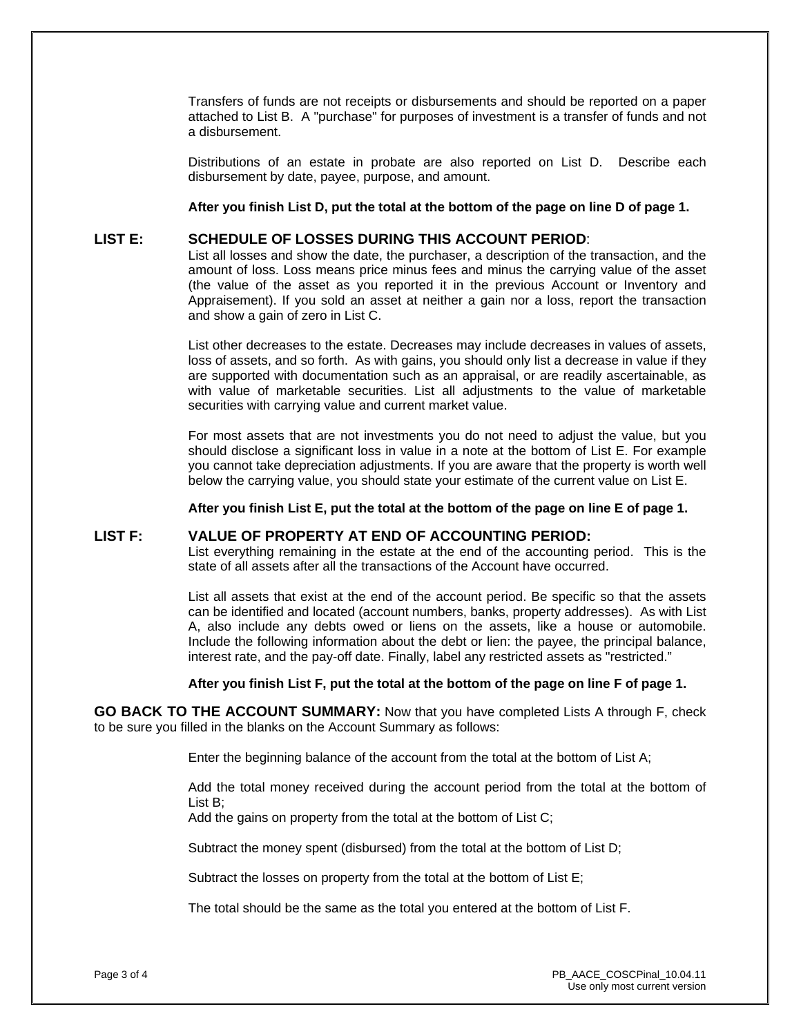Transfers of funds are not receipts or disbursements and should be reported on a paper attached to List B. A "purchase" for purposes of investment is a transfer of funds and not a disbursement.

Distributions of an estate in probate are also reported on List D. Describe each disbursement by date, payee, purpose, and amount.

**After you finish List D, put the total at the bottom of the page on line D of page 1.**

## LIST E: SCHEDULE OF LOSSES DURING THIS ACCOUNT PERIOD:

List all losses and show the date, the purchaser, a description of the transaction, and the amount of loss. Loss means price minus fees and minus the carrying value of the asset (the value of the asset as you reported it in the previous Account or Inventory and Appraisement). If you sold an asset at neither a gain nor a loss, report the transaction and show a gain of zero in List C.

List other decreases to the estate. Decreases may include decreases in values of assets, loss of assets, and so forth. As with gains, you should only list a decrease in value if they are supported with documentation such as an appraisal, or are readily ascertainable, as with value of marketable securities. List all adjustments to the value of marketable securities with carrying value and current market value.

For most assets that are not investments you do not need to adjust the value, but you should disclose a significant loss in value in a note at the bottom of List E. For example you cannot take depreciation adjustments. If you are aware that the property is worth well below the carrying value, you should state your estimate of the current value on List E.

**After you finish List E, put the total at the bottom of the page on line E of page 1.**

## LIST F: VALUE OF PROPERTY AT END OF ACCOUNTING PERIOD:

List everything remaining in the estate at the end of the accounting period. This is the state of all assets after all the transactions of the Account have occurred.

List all assets that exist at the end of the account period. Be specific so that the assets can be identified and located (account numbers, banks, property addresses). As with List A, also include any debts owed or liens on the assets, like a house or automobile. Include the following information about the debt or lien: the payee, the principal balance, interest rate, and the pay-off date. Finally, label any restricted assets as "restricted."

**After you finish List F, put the total at the bottom of the page on line F of page 1.**

**GO BACK TO THE ACCOUNT SUMMARY:** Now that you have completed Lists A through F, check to be sure you filled in the blanks on the Account Summary as follows:

Enter the beginning balance of the account from the total at the bottom of List A;

Add the total money received during the account period from the total at the bottom of List B;
Add the gains on property from the total at the bottom of List C;

Subtract the money spent (disbursed) from the total at the bottom of List D;

Subtract the losses on property from the total at the bottom of List E;

The total should be the same as the total you entered at the bottom of List F.

PB_AACE_COSCPinal_10.04.11
Use only most current version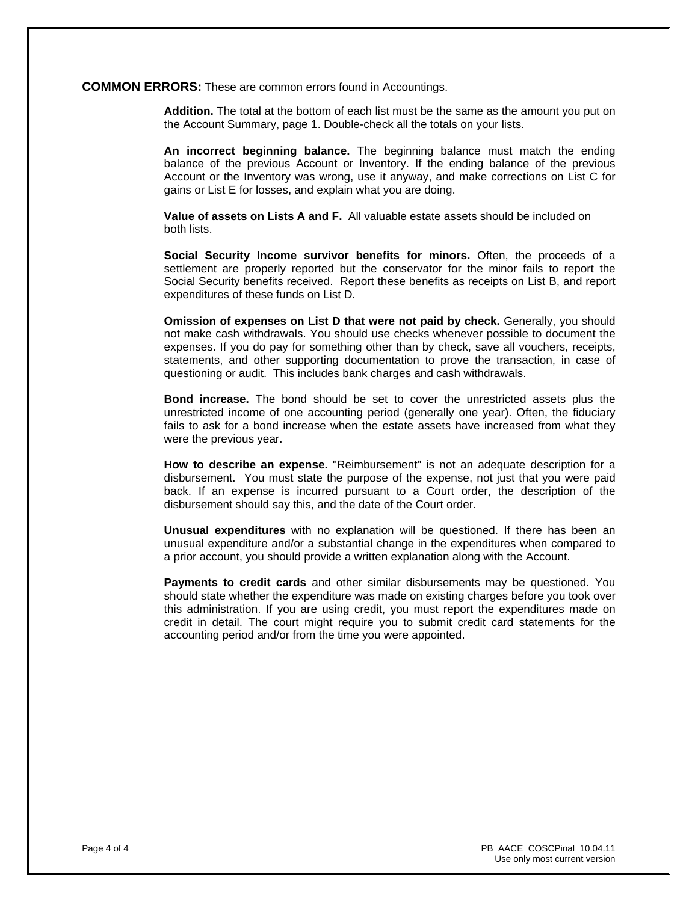**COMMON ERRORS:** These are common errors found in Accountings.

**Addition.** The total at the bottom of each list must be the same as the amount you put on the Account Summary, page 1. Double-check all the totals on your lists.

**An incorrect beginning balance.** The beginning balance must match the ending balance of the previous Account or Inventory. If the ending balance of the previous Account or the Inventory was wrong, use it anyway, and make corrections on List C for gains or List E for losses, and explain what you are doing.

**Value of assets on Lists A and F.** All valuable estate assets should be included on both lists.

**Social Security Income survivor benefits for minors.** Often, the proceeds of a settlement are properly reported but the conservator for the minor fails to report the Social Security benefits received. Report these benefits as receipts on List B, and report expenditures of these funds on List D.

**Omission of expenses on List D that were not paid by check.** Generally, you should not make cash withdrawals. You should use checks whenever possible to document the expenses. If you do pay for something other than by check, save all vouchers, receipts, statements, and other supporting documentation to prove the transaction, in case of questioning or audit. This includes bank charges and cash withdrawals.

**Bond increase.** The bond should be set to cover the unrestricted assets plus the unrestricted income of one accounting period (generally one year). Often, the fiduciary fails to ask for a bond increase when the estate assets have increased from what they were the previous year.

**How to describe an expense.** "Reimbursement" is not an adequate description for a disbursement. You must state the purpose of the expense, not just that you were paid back. If an expense is incurred pursuant to a Court order, the description of the disbursement should say this, and the date of the Court order.

**Unusual expenditures** with no explanation will be questioned. If there has been an unusual expenditure and/or a substantial change in the expenditures when compared to a prior account, you should provide a written explanation along with the Account.

**Payments to credit cards** and other similar disbursements may be questioned. You should state whether the expenditure was made on existing charges before you took over this administration. If you are using credit, you must report the expenditures made on credit in detail. The court might require you to submit credit card statements for the accounting period and/or from the time you were appointed.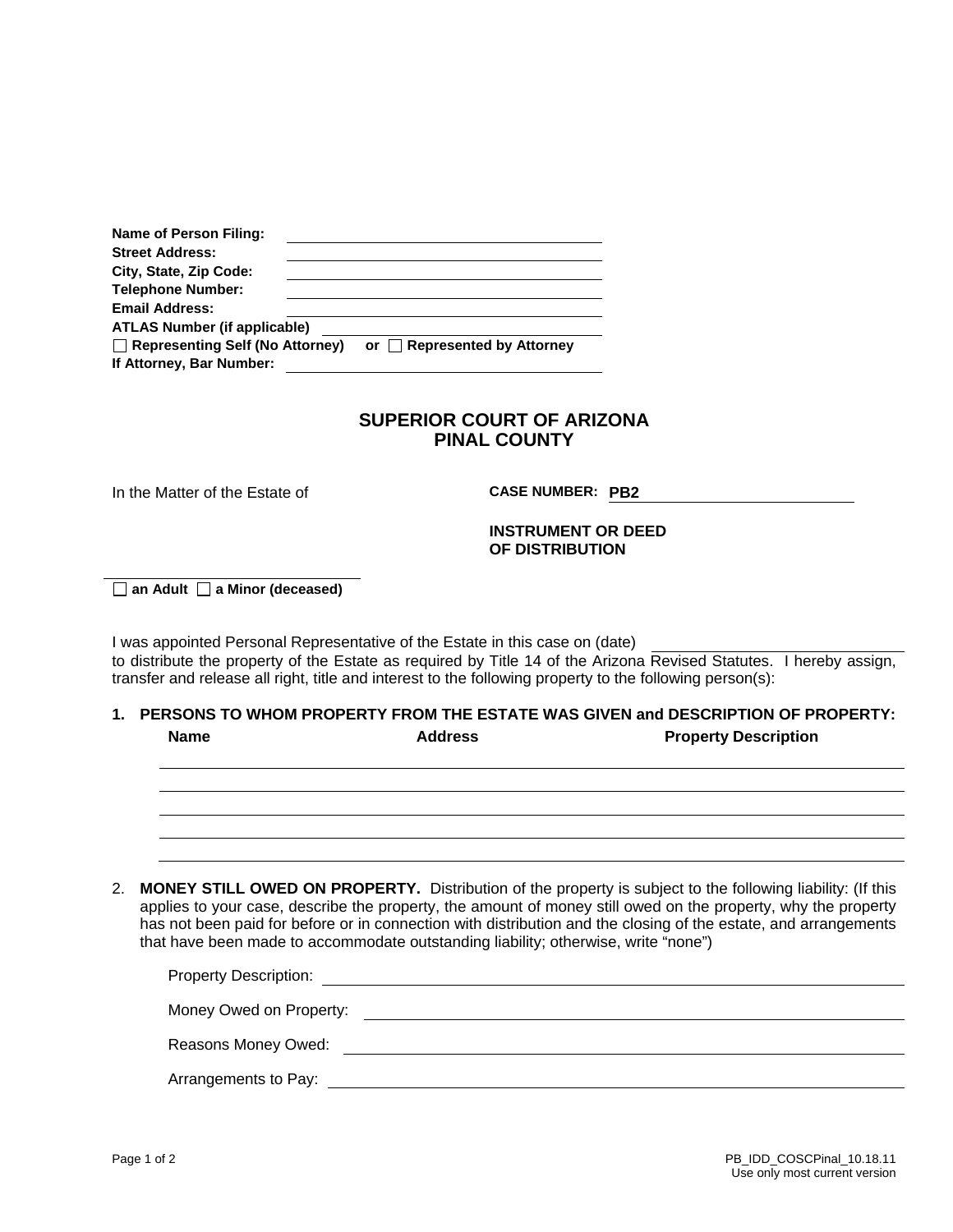Name of Person Filing: \_\_\_\_\_\_\_\_\_\_\_\_\_\_\_\_\_\_\_\_
Street Address: \_\_\_\_\_\_\_\_\_\_\_\_\_\_\_\_\_\_\_\_
City, State, Zip Code: \_\_\_\_\_\_\_\_\_\_\_\_\_\_\_\_\_\_\_\_
Telephone Number: \_\_\_\_\_\_\_\_\_\_\_\_\_\_\_\_\_\_\_\_
Email Address: \_\_\_\_\_\_\_\_\_\_\_\_\_\_\_\_\_\_\_\_
ATLAS Number (if applicable) \_\_\_\_\_\_\_\_\_\_\_\_\_\_\_\_\_\_\_\_
☐ Representing Self (No Attorney) or ☐ Represented by Attorney
If Attorney, Bar Number: \_\_\_\_\_\_\_\_\_\_\_\_\_\_\_\_\_\_\_\_

# SUPERIOR COURT OF ARIZONA
# PINAL COUNTY

In the Matter of the Estate of

CASE NUMBER: PB2\_\_\_\_\_\_\_\_\_\_\_\_\_\_\_\_\_\_\_\_

**INSTRUMENT OR DEED OF DISTRIBUTION**

\_\_\_\_\_\_\_\_\_\_\_\_\_\_\_\_\_\_\_\_
☐ an Adult ☐ a Minor (deceased)

I was appointed Personal Representative of the Estate in this case on (date) \_\_\_\_\_\_\_\_\_\_\_\_\_\_\_\_\_\_\_\_ to distribute the property of the Estate as required by Title 14 of the Arizona Revised Statutes. I hereby assign, transfer and release all right, title and interest to the following property to the following person(s):

**1. PERSONS TO WHOM PROPERTY FROM THE ESTATE WAS GIVEN and DESCRIPTION OF PROPERTY:**

| Name | Address | Property Description |
|---|---|---|
| | | |
| | | |
| | | |
| | | |

2. **MONEY STILL OWED ON PROPERTY.** Distribution of the property is subject to the following liability: (If this applies to your case, describe the property, the amount of money still owed on the property, why the property has not been paid for before or in connection with distribution and the closing of the estate, and arrangements that have been made to accommodate outstanding liability; otherwise, write "none")

Property Description: \_\_\_\_\_\_\_\_\_\_\_\_\_\_\_\_\_\_\_\_

Money Owed on Property: \_\_\_\_\_\_\_\_\_\_\_\_\_\_\_\_\_\_\_\_

Reasons Money Owed: \_\_\_\_\_\_\_\_\_\_\_\_\_\_\_\_\_\_\_\_

Arrangements to Pay: \_\_\_\_\_\_\_\_\_\_\_\_\_\_\_\_\_\_\_\_

PB_IDD_COSCPinal_10.18.11
Use only most current version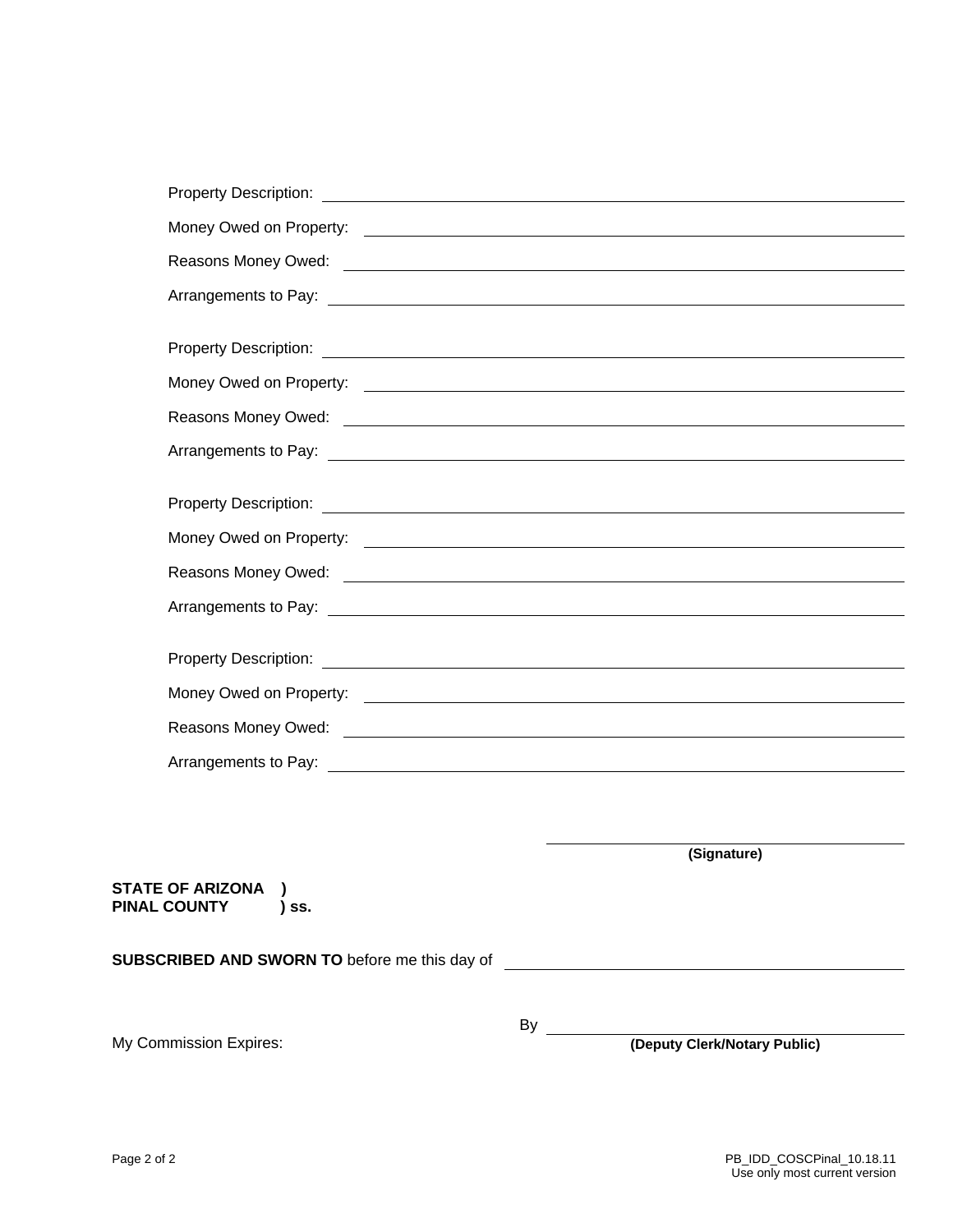Property Description: ______________________________________________

Money Owed on Property: ______________________________________________

Reasons Money Owed: ______________________________________________

Arrangements to Pay: ______________________________________________

Property Description: ______________________________________________

Money Owed on Property: ______________________________________________

Reasons Money Owed: ______________________________________________

Arrangements to Pay: ______________________________________________

Property Description: ______________________________________________

Money Owed on Property: ______________________________________________

Reasons Money Owed: ______________________________________________

Arrangements to Pay: ______________________________________________

Property Description: ______________________________________________

Money Owed on Property: ______________________________________________

Reasons Money Owed: ______________________________________________

Arrangements to Pay: ______________________________________________

______________________________
**(Signature)**

**STATE OF ARIZONA )**
**PINAL COUNTY ) ss.**

**SUBSCRIBED AND SWORN TO** before me this day of ______________________________

My Commission Expires:

By ______________________________
**(Deputy Clerk/Notary Public)**

PB_IDD_COSCPinal_10.18.11
Use only most current version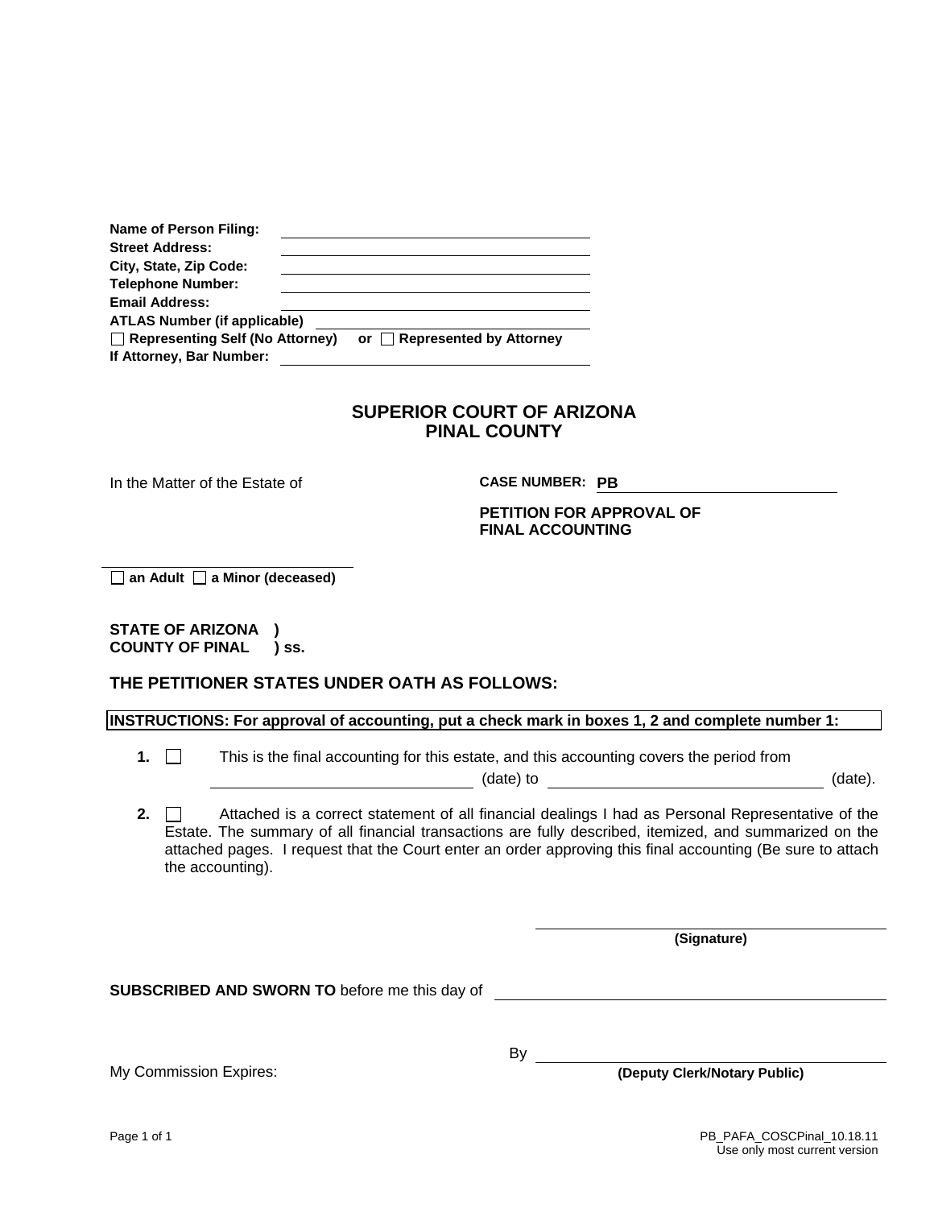**Name of Person Filing:** ______________________________

**Street Address:** ______________________________

**City, State, Zip Code:** ______________________________

**Telephone Number:** ______________________________

**Email Address:** ______________________________

**ATLAS Number (if applicable)** ______________________________

☐ **Representing Self (No Attorney)** or ☐ **Represented by Attorney**

**If Attorney, Bar Number:** ______________________________

## SUPERIOR COURT OF ARIZONA
## PINAL COUNTY

In the Matter of the Estate of

**CASE NUMBER: PB** ______________________________

**PETITION FOR APPROVAL OF FINAL ACCOUNTING**

______________________________

☐ **an Adult** ☐ **a Minor (deceased)**

**STATE OF ARIZONA )**
**COUNTY OF PINAL ) ss.**

### THE PETITIONER STATES UNDER OATH AS FOLLOWS:

**INSTRUCTIONS: For approval of accounting, put a check mark in boxes 1, 2 and complete number 1:**

**1.** ☐ This is the final accounting for this estate, and this accounting covers the period from ______________________ (date) to ______________________ (date).

**2.** ☐ Attached is a correct statement of all financial dealings I had as Personal Representative of the Estate. The summary of all financial transactions are fully described, itemized, and summarized on the attached pages. I request that the Court enter an order approving this final accounting (Be sure to attach the accounting).

______________________________
**(Signature)**

**SUBSCRIBED AND SWORN TO** before me this day of ______________________________

By ______________________________
**(Deputy Clerk/Notary Public)**

My Commission Expires:

PB_PAFA_COSCPinal_10.18.11
Use only most current version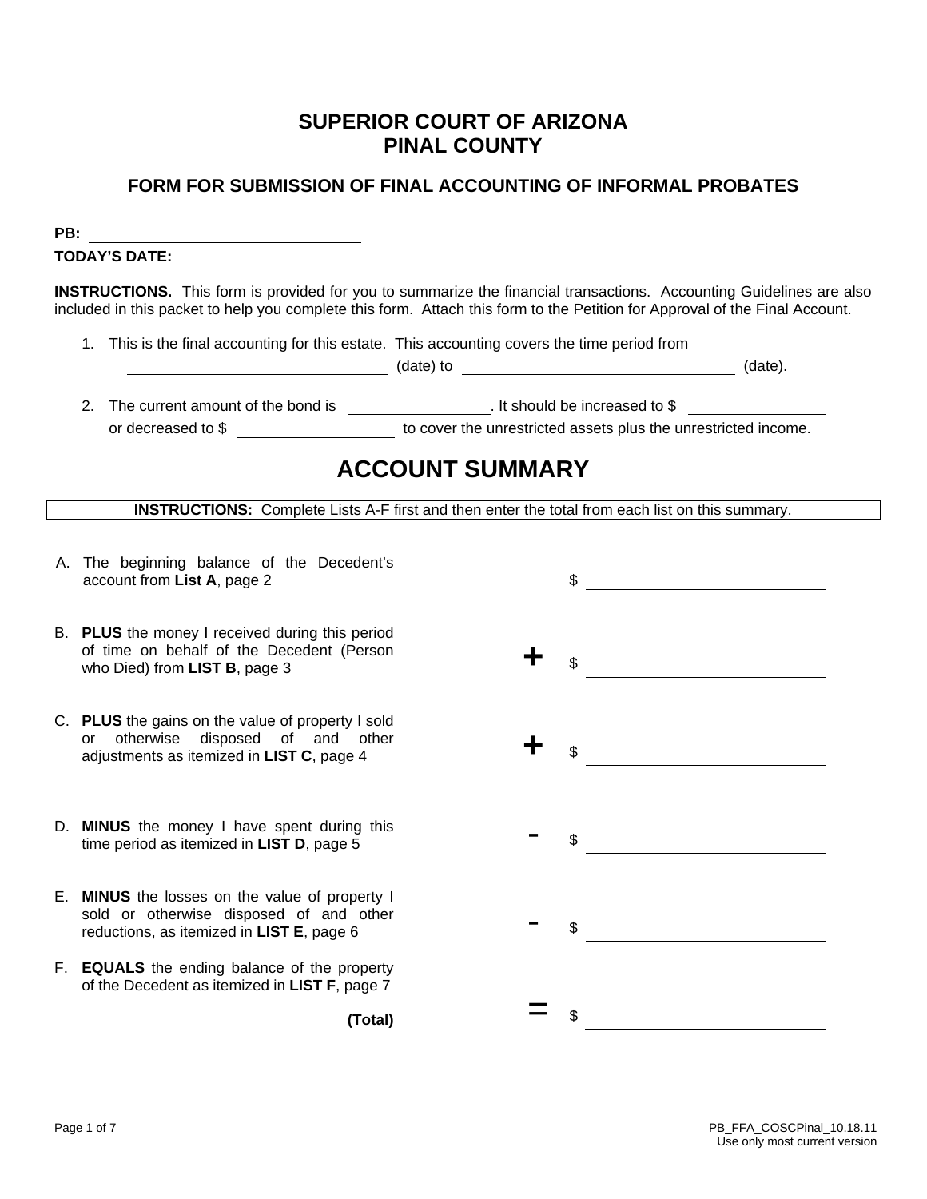# SUPERIOR COURT OF ARIZONA
# PINAL COUNTY

## FORM FOR SUBMISSION OF FINAL ACCOUNTING OF INFORMAL PROBATES

**PB:** ______________________________

**TODAY'S DATE:** ____________________

**INSTRUCTIONS.** This form is provided for you to summarize the financial transactions. Accounting Guidelines are also included in this packet to help you complete this form. Attach this form to the Petition for Approval of the Final Account.

1. This is the final accounting for this estate. This accounting covers the time period from ______________________________ (date) to ______________________________ (date).

2. The current amount of the bond is ________________. It should be increased to $ ________________ or decreased to $ ________________ to cover the unrestricted assets plus the unrestricted income.

# ACCOUNT SUMMARY

**INSTRUCTIONS:** Complete Lists A-F first and then enter the total from each list on this summary.

| | | |
|---|---|---|
| A. The beginning balance of the Decedent's account from **List A**, page 2 | | $ ______________________ |
| B. **PLUS** the money I received during this period of time on behalf of the Decedent (Person who Died) from **LIST B**, page 3 | + | $ ______________________ |
| C. **PLUS** the gains on the value of property I sold or otherwise disposed of and other adjustments as itemized in **LIST C**, page 4 | + | $ ______________________ |
| D. **MINUS** the money I have spent during this time period as itemized in **LIST D**, page 5 | - | $ ______________________ |
| E. **MINUS** the losses on the value of property I sold or otherwise disposed of and other reductions, as itemized in **LIST E**, page 6 | - | $ ______________________ |
| F. **EQUALS** the ending balance of the property of the Decedent as itemized in **LIST F**, page 7 **(Total)** | = | $ ______________________ |

PB_FFA_COSCPinal_10.18.11
Use only most current version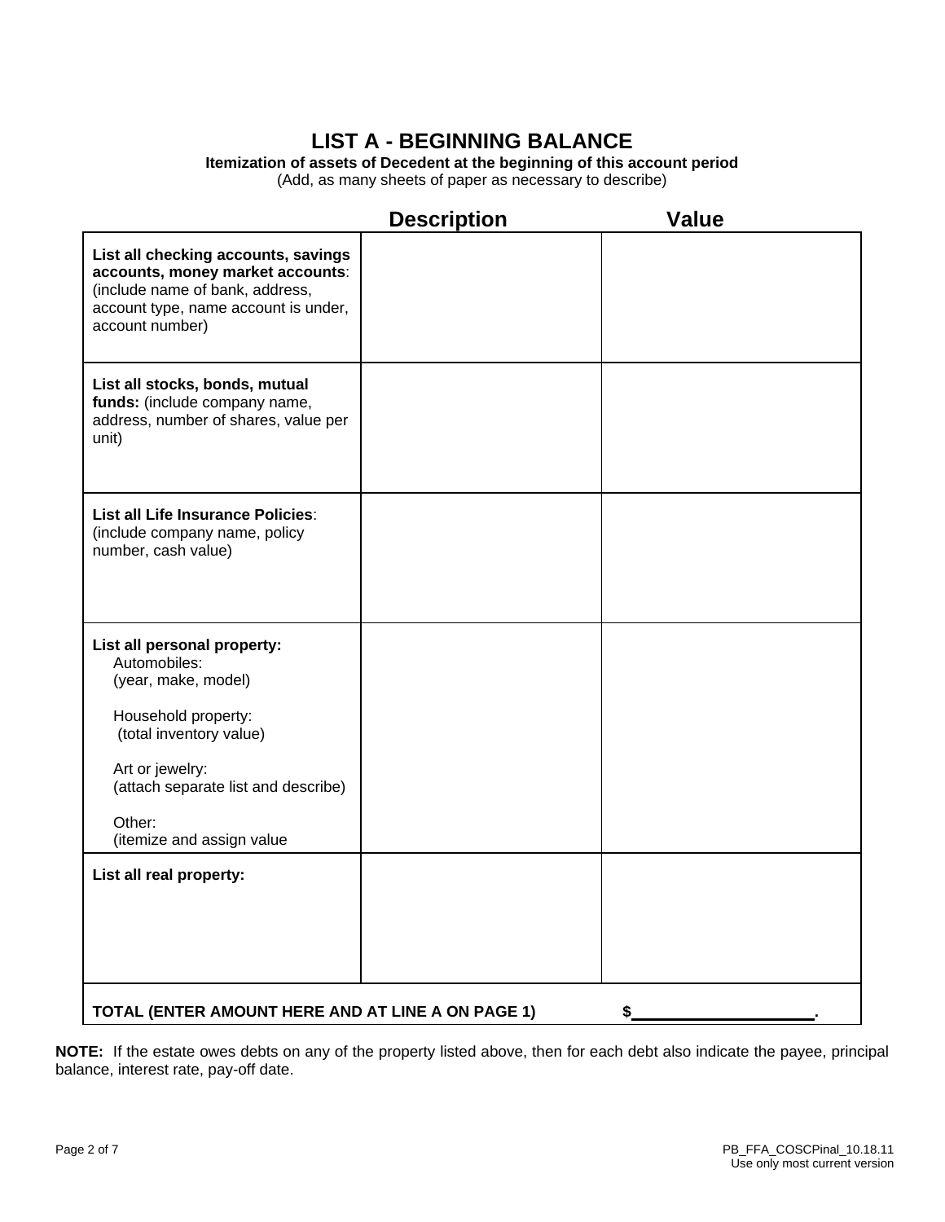# LIST A - BEGINNING BALANCE

**Itemization of assets of Decedent at the beginning of this account period**

(Add, as many sheets of paper as necessary to describe)

| | Description | Value |
|---|---|---|
| **List all checking accounts, savings accounts, money market accounts**: (include name of bank, address, account type, name account is under, account number) | | |
| **List all stocks, bonds, mutual funds:** (include company name, address, number of shares, value per unit) | | |
| **List all Life Insurance Policies**: (include company name, policy number, cash value) | | |
| **List all personal property:**<br>Automobiles:<br>(year, make, model)<br><br>Household property:<br>(total inventory value)<br><br>Art or jewelry:<br>(attach separate list and describe)<br><br>Other:<br>(itemize and assign value | | |
| **List all real property:** | | |
| **TOTAL (ENTER AMOUNT HERE AND AT LINE A ON PAGE 1)** | | **$____________________.** |

**NOTE:** If the estate owes debts on any of the property listed above, then for each debt also indicate the payee, principal balance, interest rate, pay-off date.

PB_FFA_COSCPinal_10.18.11
Use only most current version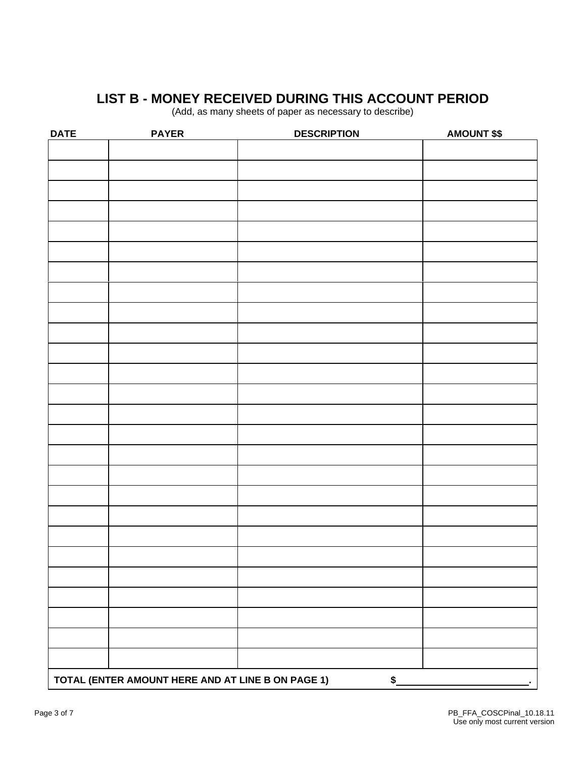# LIST B - MONEY RECEIVED DURING THIS ACCOUNT PERIOD

(Add, as many sheets of paper as necessary to describe)

| DATE | PAYER | DESCRIPTION | AMOUNT $$ |
|---|---|---|---|
| | | | |
| | | | |
| | | | |
| | | | |
| | | | |
| | | | |
| | | | |
| | | | |
| | | | |
| | | | |
| | | | |
| | | | |
| | | | |
| | | | |
| | | | |
| | | | |
| | | | |
| | | | |
| | | | |
| | | | |
| | | | |
| | | | |
| | | | |
| | | | |
| | | | |
| | | | |

**TOTAL (ENTER AMOUNT HERE AND AT LINE B ON PAGE 1)** **$**\_\_\_\_\_\_\_\_\_\_\_\_\_\_\_\_\_\_\_\_\_\_\_**.**

PB_FFA_COSCPinal_10.18.11
Use only most current version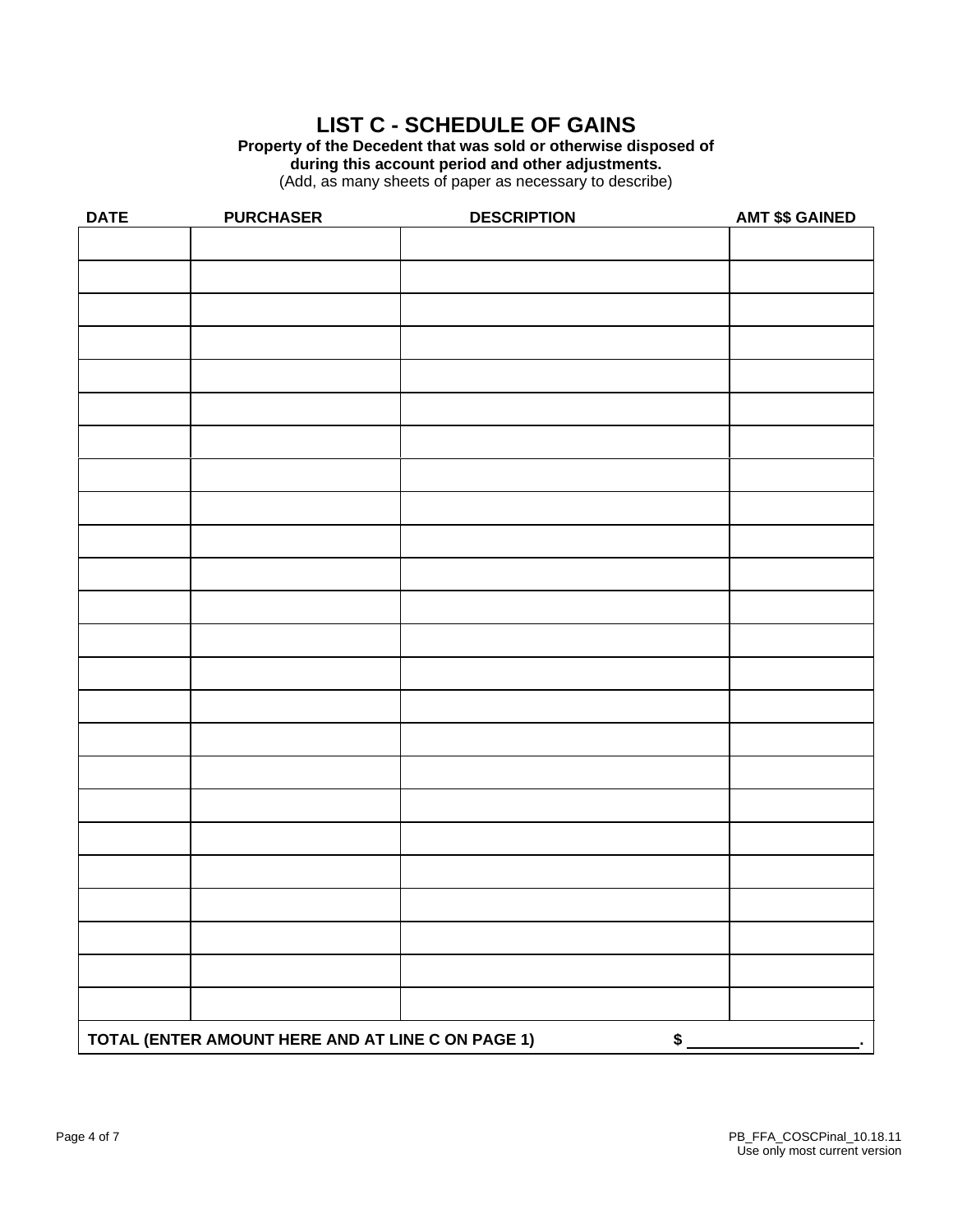# LIST C - SCHEDULE OF GAINS

**Property of the Decedent that was sold or otherwise disposed of during this account period and other adjustments.**

(Add, as many sheets of paper as necessary to describe)

| DATE | PURCHASER | DESCRIPTION | AMT $$ GAINED |
|---|---|---|---|
| | | | |
| | | | |
| | | | |
| | | | |
| | | | |
| | | | |
| | | | |
| | | | |
| | | | |
| | | | |
| | | | |
| | | | |
| | | | |
| | | | |
| | | | |
| | | | |
| | | | |
| | | | |
| | | | |
| | | | |
| | | | |
| | | | |
| | | | |
| | | | |
| **TOTAL (ENTER AMOUNT HERE AND AT LINE C ON PAGE 1)** | | | **$ ____________ .** |

PB_FFA_COSCPinal_10.18.11
Use only most current version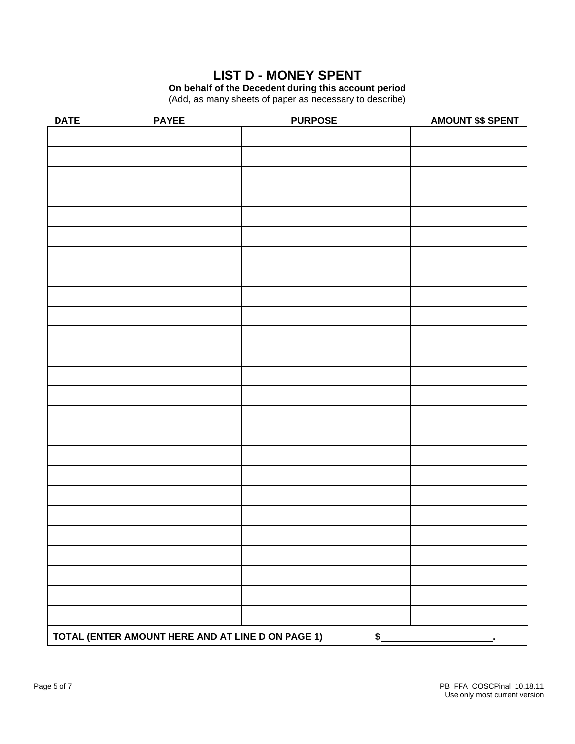# LIST D - MONEY SPENT

**On behalf of the Decedent during this account period**

(Add, as many sheets of paper as necessary to describe)

| DATE | PAYEE | PURPOSE | AMOUNT $$ SPENT |
|---|---|---|---|
| | | | |
| | | | |
| | | | |
| | | | |
| | | | |
| | | | |
| | | | |
| | | | |
| | | | |
| | | | |
| | | | |
| | | | |
| | | | |
| | | | |
| | | | |
| | | | |
| | | | |
| | | | |
| | | | |
| | | | |
| | | | |
| | | | |
| | | | |
| | | | |
| | | | |
| **TOTAL (ENTER AMOUNT HERE AND AT LINE D ON PAGE 1)** | | | **$____________________.** |

PB_FFA_COSCPinal_10.18.11
Use only most current version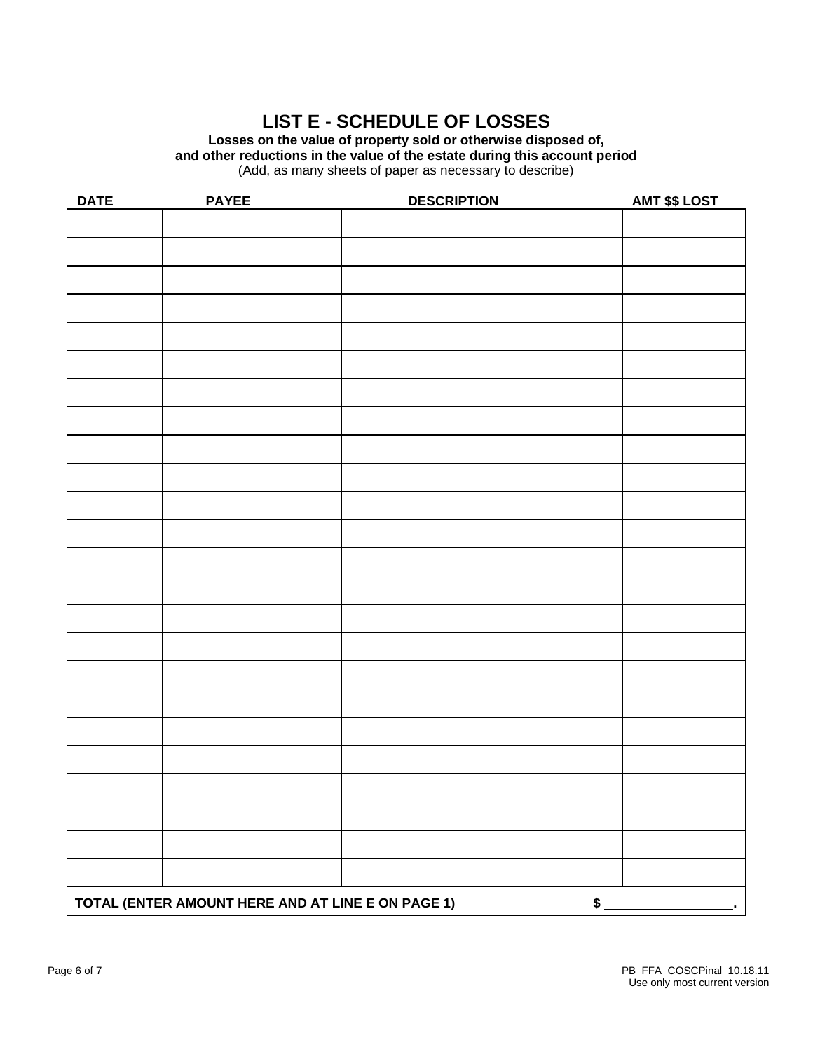# LIST E - SCHEDULE OF LOSSES

**Losses on the value of property sold or otherwise disposed of, and other reductions in the value of the estate during this account period**

(Add, as many sheets of paper as necessary to describe)

| DATE | PAYEE | DESCRIPTION | AMT $$ LOST |
|---|---|---|---|
| | | | |
| | | | |
| | | | |
| | | | |
| | | | |
| | | | |
| | | | |
| | | | |
| | | | |
| | | | |
| | | | |
| | | | |
| | | | |
| | | | |
| | | | |
| | | | |
| | | | |
| | | | |
| | | | |
| | | | |
| | | | |
| | | | |
| | | | |
| | | | |
| **TOTAL (ENTER AMOUNT HERE AND AT LINE E ON PAGE 1)** | | | **$ ________________.** |

PB_FFA_COSCPinal_10.18.11
Use only most current version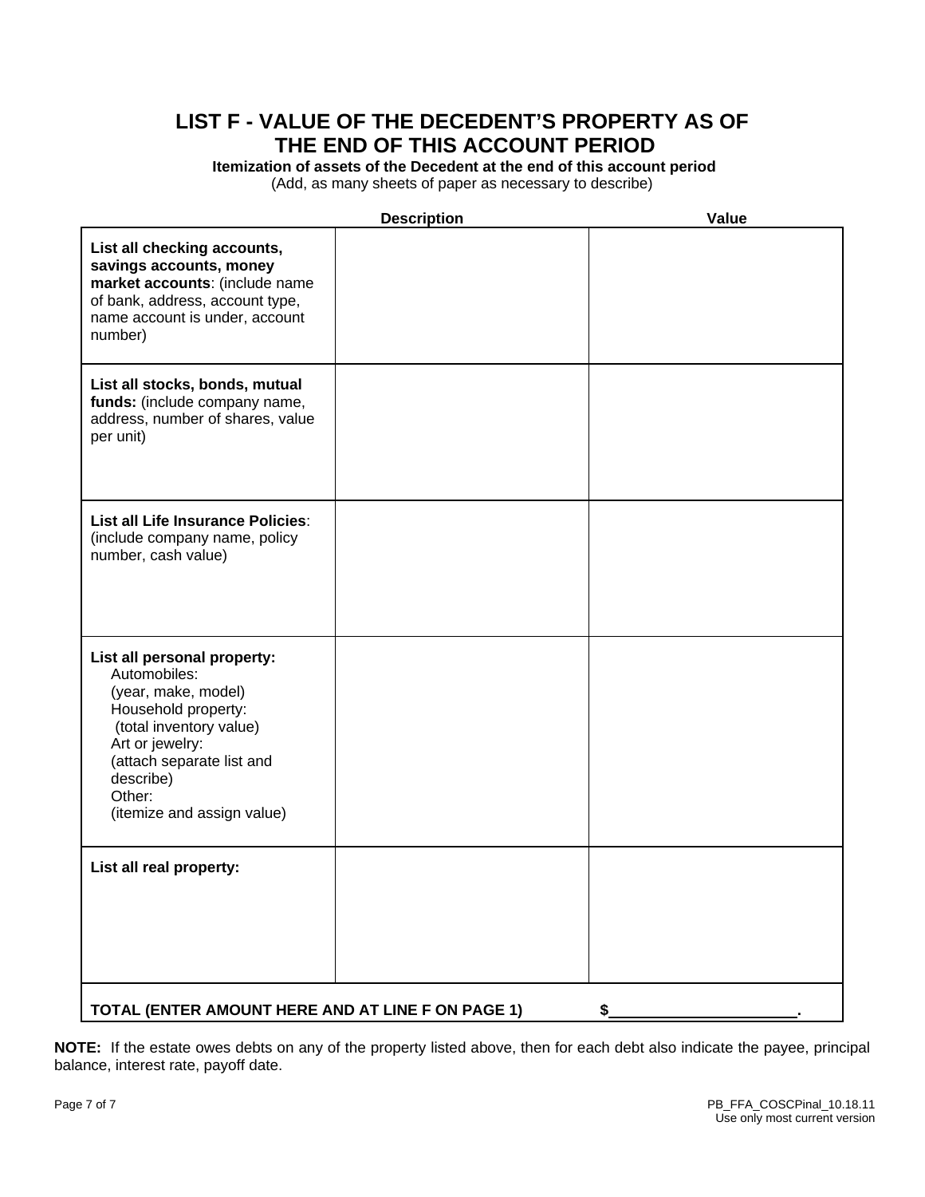# LIST F - VALUE OF THE DECEDENT'S PROPERTY AS OF THE END OF THIS ACCOUNT PERIOD

**Itemization of assets of the Decedent at the end of this account period**

(Add, as many sheets of paper as necessary to describe)

| | Description | Value |
|---|---|---|
| **List all checking accounts, savings accounts, money market accounts**: (include name of bank, address, account type, name account is under, account number) | | |
| **List all stocks, bonds, mutual funds:** (include company name, address, number of shares, value per unit) | | |
| **List all Life Insurance Policies**: (include company name, policy number, cash value) | | |
| **List all personal property:** Automobiles: (year, make, model) Household property: (total inventory value) Art or jewelry: (attach separate list and describe) Other: (itemize and assign value) | | |
| **List all real property:** | | |
| **TOTAL (ENTER AMOUNT HERE AND AT LINE F ON PAGE 1)** | | **$\_\_\_\_\_\_\_\_\_\_\_\_\_\_\_\_\_\_\_\_\_\_.** |

**NOTE:** If the estate owes debts on any of the property listed above, then for each debt also indicate the payee, principal balance, interest rate, payoff date.

PB_FFA_COSCPinal_10.18.11
Use only most current version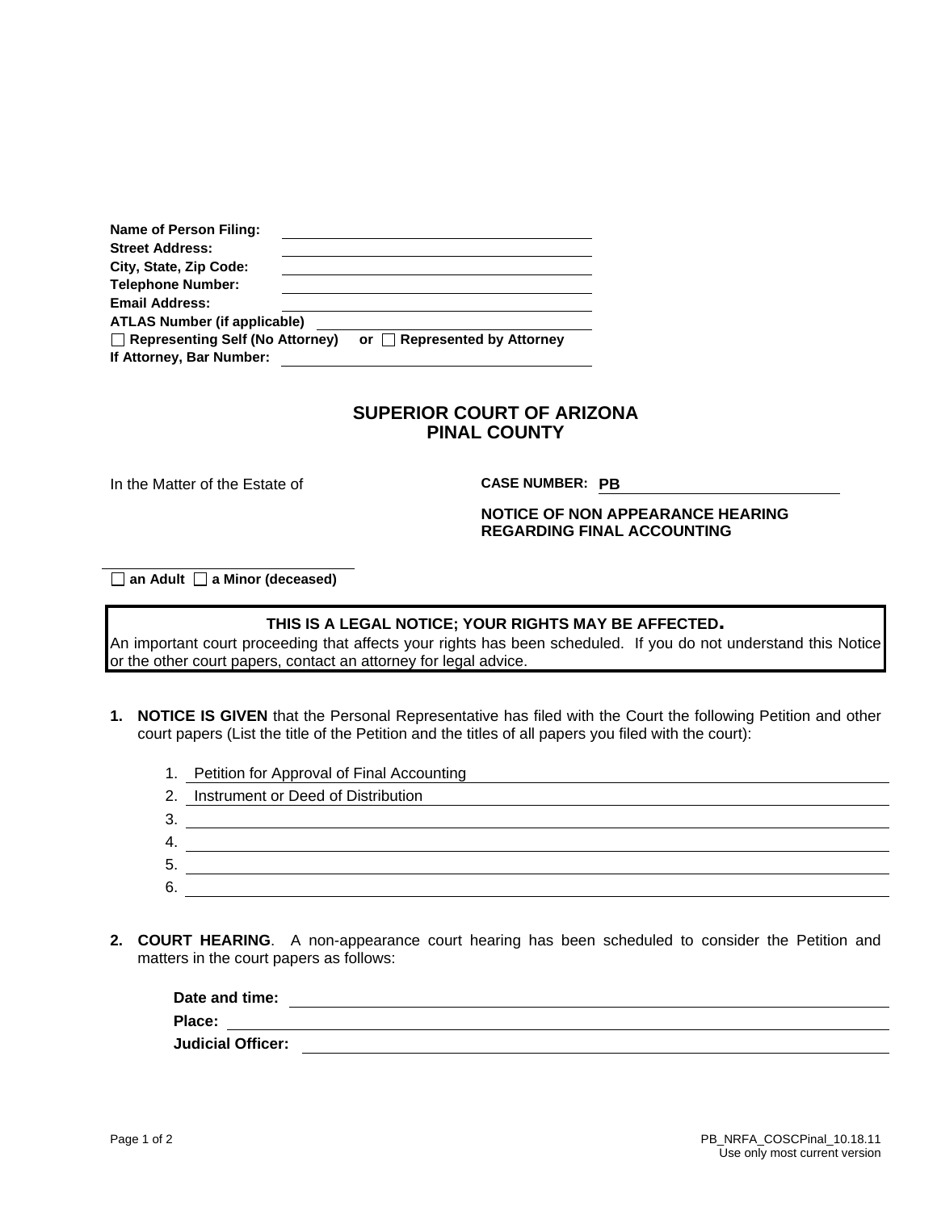**Name of Person Filing:** ____________________
**Street Address:** ____________________
**City, State, Zip Code:** ____________________
**Telephone Number:** ____________________
**Email Address:** ____________________
**ATLAS Number (if applicable)** ____________________
☐ **Representing Self (No Attorney)** or ☐ **Represented by Attorney**
**If Attorney, Bar Number:** ____________________

# SUPERIOR COURT OF ARIZONA
# PINAL COUNTY

In the Matter of the Estate of

____________________

☐ **an Adult** ☐ **a Minor (deceased)**

**CASE NUMBER:** **PB** ____________________

**NOTICE OF NON APPEARANCE HEARING REGARDING FINAL ACCOUNTING**

**THIS IS A LEGAL NOTICE; YOUR RIGHTS MAY BE AFFECTED.**
An important court proceeding that affects your rights has been scheduled. If you do not understand this Notice or the other court papers, contact an attorney for legal advice.

**1. NOTICE IS GIVEN** that the Personal Representative has filed with the Court the following Petition and other court papers (List the title of the Petition and the titles of all papers you filed with the court):

1. Petition for Approval of Final Accounting
2. Instrument or Deed of Distribution
3. ____________________
4. ____________________
5. ____________________
6. ____________________

**2. COURT HEARING**. A non-appearance court hearing has been scheduled to consider the Petition and matters in the court papers as follows:

**Date and time:** ____________________
**Place:** ____________________
**Judicial Officer:** ____________________

PB_NRFA_COSCPinal_10.18.11
Use only most current version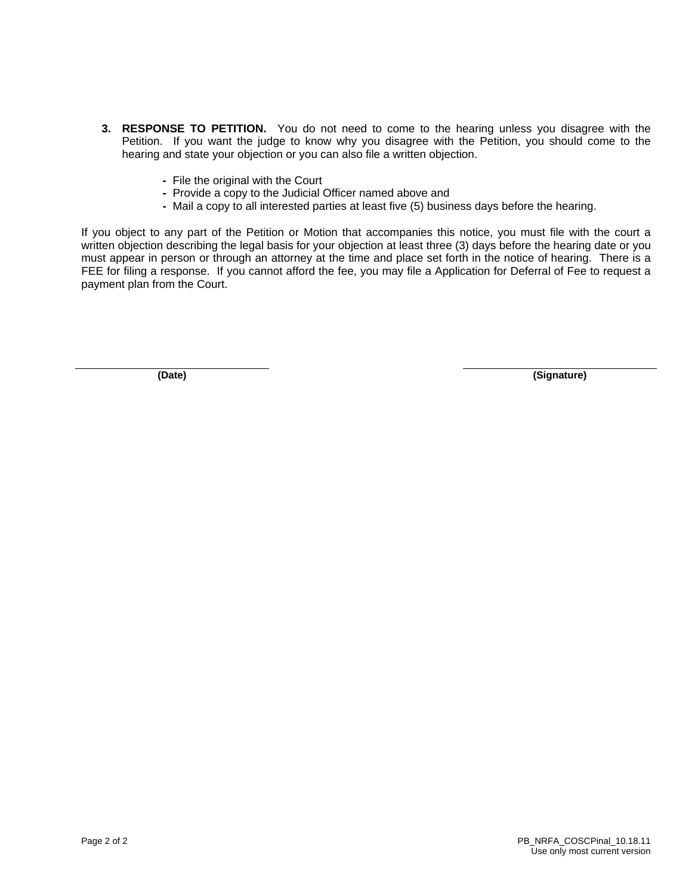3. **RESPONSE TO PETITION.** You do not need to come to the hearing unless you disagree with the Petition. If you want the judge to know why you disagree with the Petition, you should come to the hearing and state your objection or you can also file a written objection.

   - File the original with the Court
   - Provide a copy to the Judicial Officer named above and
   - Mail a copy to all interested parties at least five (5) business days before the hearing.

If you object to any part of the Petition or Motion that accompanies this notice, you must file with the court a written objection describing the legal basis for your objection at least three (3) days before the hearing date or you must appear in person or through an attorney at the time and place set forth in the notice of hearing. There is a FEE for filing a response. If you cannot afford the fee, you may file a Application for Deferral of Fee to request a payment plan from the Court.

_____________________________ _____________________________

**(Date)** **(Signature)**

PB_NRFA_COSCPinal_10.18.11
Use only most current version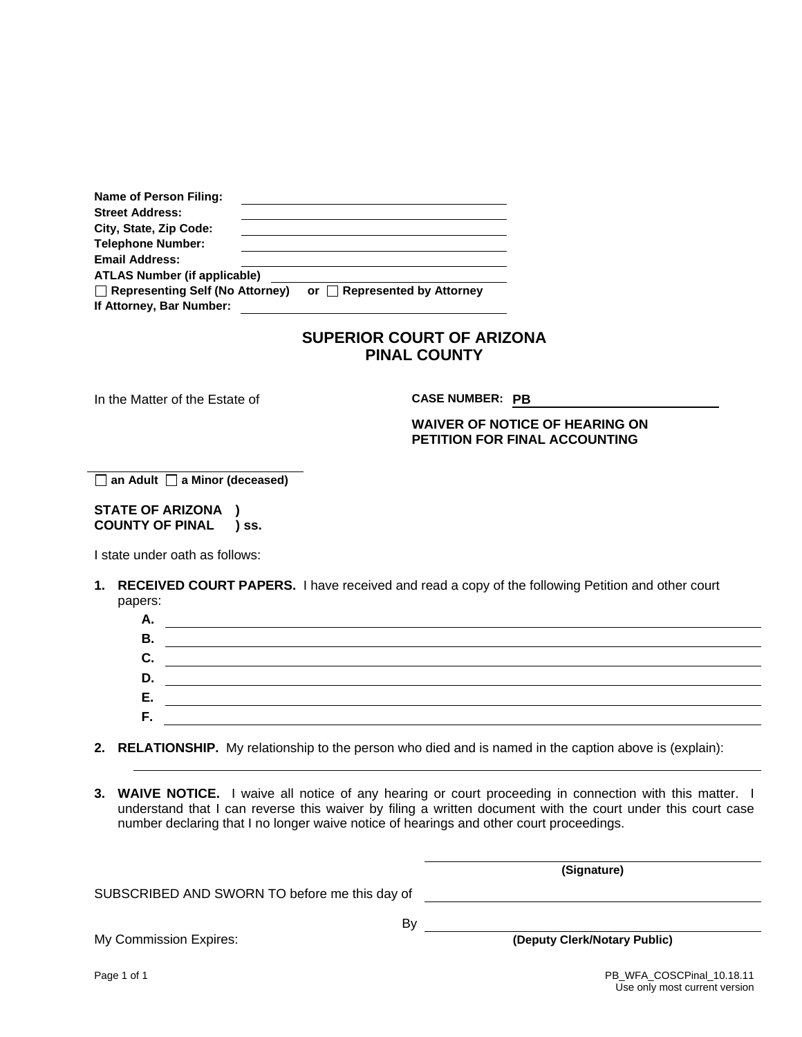**Name of Person Filing:** \_\_\_\_\_\_\_\_\_\_\_\_\_\_\_\_\_\_\_\_\_\_\_\_\_\_\_\_\_\_\_\_\_\_\_\_
**Street Address:** \_\_\_\_\_\_\_\_\_\_\_\_\_\_\_\_\_\_\_\_\_\_\_\_\_\_\_\_\_\_\_\_\_\_\_\_
**City, State, Zip Code:** \_\_\_\_\_\_\_\_\_\_\_\_\_\_\_\_\_\_\_\_\_\_\_\_\_\_\_\_\_\_\_\_\_\_\_\_
**Telephone Number:** \_\_\_\_\_\_\_\_\_\_\_\_\_\_\_\_\_\_\_\_\_\_\_\_\_\_\_\_\_\_\_\_\_\_\_\_
**Email Address:** \_\_\_\_\_\_\_\_\_\_\_\_\_\_\_\_\_\_\_\_\_\_\_\_\_\_\_\_\_\_\_\_\_\_\_\_
**ATLAS Number (if applicable)** \_\_\_\_\_\_\_\_\_\_\_\_\_\_\_\_\_\_\_\_\_\_\_\_\_\_\_\_\_\_
☐ **Representing Self (No Attorney)** or ☐ **Represented by Attorney**
**If Attorney, Bar Number:** \_\_\_\_\_\_\_\_\_\_\_\_\_\_\_\_\_\_\_\_\_\_\_\_\_\_\_\_\_\_\_\_\_\_\_\_

# SUPERIOR COURT OF ARIZONA
# PINAL COUNTY

In the Matter of the Estate of

**CASE NUMBER: PB** \_\_\_\_\_\_\_\_\_\_\_\_\_\_\_\_\_\_\_\_\_\_\_\_\_\_\_\_

**WAIVER OF NOTICE OF HEARING ON PETITION FOR FINAL ACCOUNTING**

\_\_\_\_\_\_\_\_\_\_\_\_\_\_\_\_\_\_\_\_\_\_\_\_\_\_\_\_\_\_\_\_\_\_\_\_
☐ **an Adult** ☐ **a Minor (deceased)**

**STATE OF ARIZONA )**
**COUNTY OF PINAL ) ss.**

I state under oath as follows:

1. **RECEIVED COURT PAPERS.** I have received and read a copy of the following Petition and other court papers:
   - **A.** \_\_\_\_\_\_\_\_\_\_\_\_\_\_\_\_\_\_\_\_\_\_\_\_\_\_\_\_\_\_\_\_\_\_\_\_\_\_\_\_\_\_\_\_\_\_\_\_
   - **B.** \_\_\_\_\_\_\_\_\_\_\_\_\_\_\_\_\_\_\_\_\_\_\_\_\_\_\_\_\_\_\_\_\_\_\_\_\_\_\_\_\_\_\_\_\_\_\_\_
   - **C.** \_\_\_\_\_\_\_\_\_\_\_\_\_\_\_\_\_\_\_\_\_\_\_\_\_\_\_\_\_\_\_\_\_\_\_\_\_\_\_\_\_\_\_\_\_\_\_\_
   - **D.** \_\_\_\_\_\_\_\_\_\_\_\_\_\_\_\_\_\_\_\_\_\_\_\_\_\_\_\_\_\_\_\_\_\_\_\_\_\_\_\_\_\_\_\_\_\_\_\_
   - **E.** \_\_\_\_\_\_\_\_\_\_\_\_\_\_\_\_\_\_\_\_\_\_\_\_\_\_\_\_\_\_\_\_\_\_\_\_\_\_\_\_\_\_\_\_\_\_\_\_
   - **F.** \_\_\_\_\_\_\_\_\_\_\_\_\_\_\_\_\_\_\_\_\_\_\_\_\_\_\_\_\_\_\_\_\_\_\_\_\_\_\_\_\_\_\_\_\_\_\_\_

2. **RELATIONSHIP.** My relationship to the person who died and is named in the caption above is (explain):
   \_\_\_\_\_\_\_\_\_\_\_\_\_\_\_\_\_\_\_\_\_\_\_\_\_\_\_\_\_\_\_\_\_\_\_\_\_\_\_\_\_\_\_\_\_\_\_\_\_\_\_\_

3. **WAIVE NOTICE.** I waive all notice of any hearing or court proceeding in connection with this matter. I understand that I can reverse this waiver by filing a written document with the court under this court case number declaring that I no longer waive notice of hearings and other court proceedings.

\_\_\_\_\_\_\_\_\_\_\_\_\_\_\_\_\_\_\_\_\_\_\_\_\_\_\_\_\_\_\_\_\_\_\_\_
**(Signature)**

SUBSCRIBED AND SWORN TO before me this day of \_\_\_\_\_\_\_\_\_\_\_\_\_\_\_\_\_\_\_\_\_\_\_\_\_\_\_\_

By \_\_\_\_\_\_\_\_\_\_\_\_\_\_\_\_\_\_\_\_\_\_\_\_\_\_\_\_\_\_\_\_\_\_\_\_

My Commission Expires: **(Deputy Clerk/Notary Public)**

PB_WFA_COSCPinal_10.18.11
Use only most current version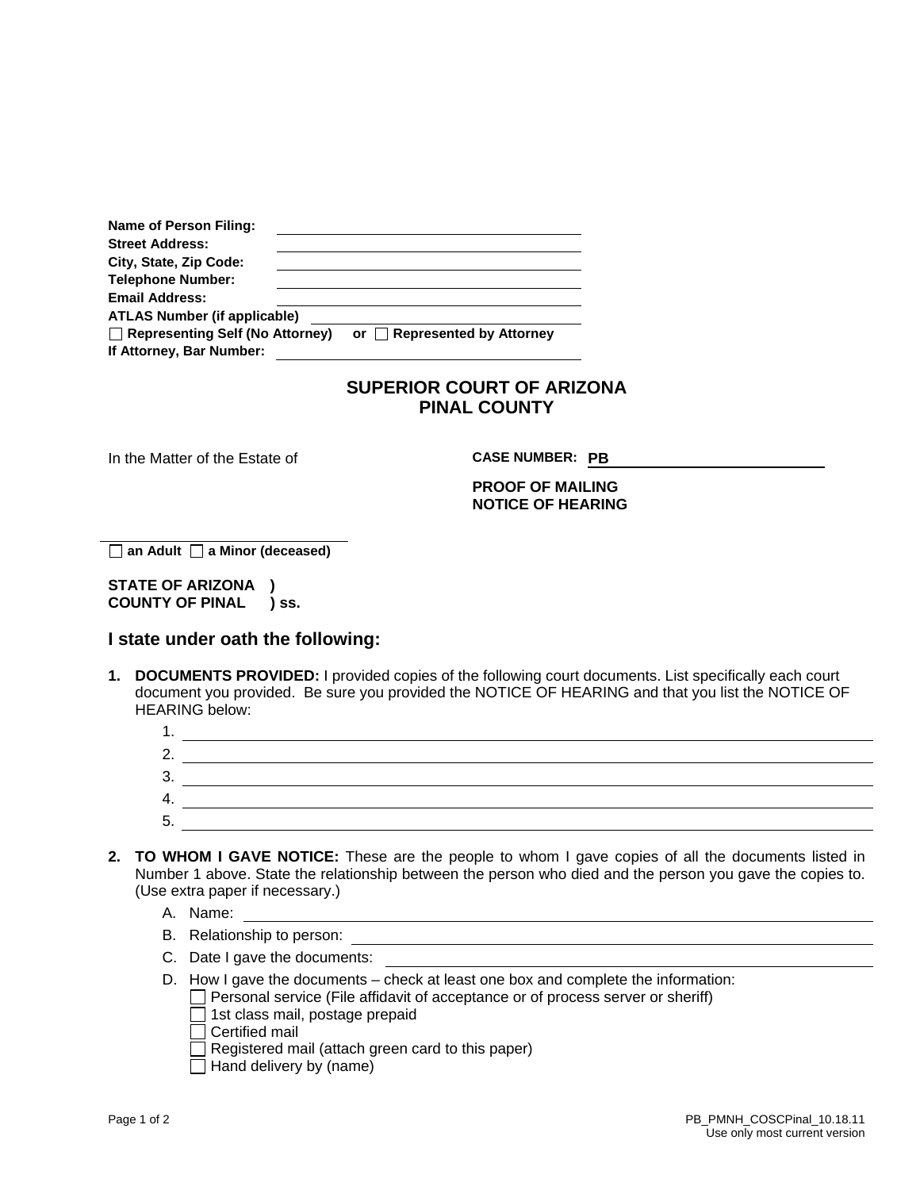**Name of Person Filing:** ______________________________
**Street Address:** ______________________________
**City, State, Zip Code:** ______________________________
**Telephone Number:** ______________________________
**Email Address:** ______________________________
**ATLAS Number (if applicable)** ______________________________
☐ **Representing Self (No Attorney)** or ☐ **Represented by Attorney**
**If Attorney, Bar Number:** ______________________________

## SUPERIOR COURT OF ARIZONA
## PINAL COUNTY

In the Matter of the Estate of

**CASE NUMBER: PB** ______________________________

**PROOF OF MAILING**
**NOTICE OF HEARING**

______________________________
☐ **an Adult** ☐ **a Minor (deceased)**

**STATE OF ARIZONA )**
**COUNTY OF PINAL ) ss.**

### I state under oath the following:

1. **DOCUMENTS PROVIDED:** I provided copies of the following court documents. List specifically each court document you provided. Be sure you provided the NOTICE OF HEARING and that you list the NOTICE OF HEARING below:
   1. ______________________________
   2. ______________________________
   3. ______________________________
   4. ______________________________
   5. ______________________________

2. **TO WHOM I GAVE NOTICE:** These are the people to whom I gave copies of all the documents listed in Number 1 above. State the relationship between the person who died and the person you gave the copies to. (Use extra paper if necessary.)
   - A. Name: ______________________________
   - B. Relationship to person: ______________________________
   - C. Date I gave the documents: ______________________________
   - D. How I gave the documents – check at least one box and complete the information:
     - ☐ Personal service (File affidavit of acceptance or of process server or sheriff)
     - ☐ 1st class mail, postage prepaid
     - ☐ Certified mail
     - ☐ Registered mail (attach green card to this paper)
     - ☐ Hand delivery by (name)

PB_PMNH_COSCPinal_10.18.11
Use only most current version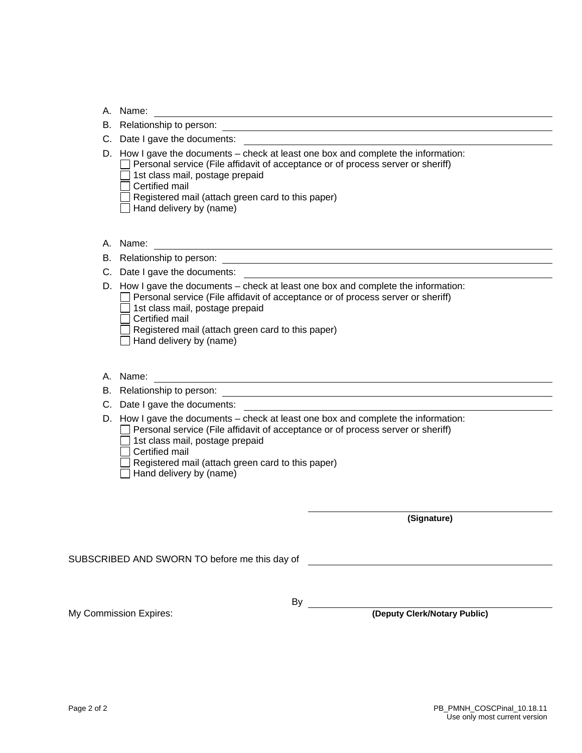A. Name: ______________________________

B. Relationship to person: ______________________________

C. Date I gave the documents: ______________________________

D. How I gave the documents – check at least one box and complete the information:
- ☐ Personal service (File affidavit of acceptance or of process server or sheriff)
- ☐ 1st class mail, postage prepaid
- ☐ Certified mail
- ☐ Registered mail (attach green card to this paper)
- ☐ Hand delivery by (name)

A. Name: ______________________________

B. Relationship to person: ______________________________

C. Date I gave the documents: ______________________________

D. How I gave the documents – check at least one box and complete the information:
- ☐ Personal service (File affidavit of acceptance or of process server or sheriff)
- ☐ 1st class mail, postage prepaid
- ☐ Certified mail
- ☐ Registered mail (attach green card to this paper)
- ☐ Hand delivery by (name)

A. Name: ______________________________

B. Relationship to person: ______________________________

C. Date I gave the documents: ______________________________

D. How I gave the documents – check at least one box and complete the information:
- ☐ Personal service (File affidavit of acceptance or of process server or sheriff)
- ☐ 1st class mail, postage prepaid
- ☐ Certified mail
- ☐ Registered mail (attach green card to this paper)
- ☐ Hand delivery by (name)

______________________________
**(Signature)**

SUBSCRIBED AND SWORN TO before me this day of ______________________________

By ______________________________
**(Deputy Clerk/Notary Public)**

My Commission Expires:

PB_PMNH_COSCPinal_10.18.11
Use only most current version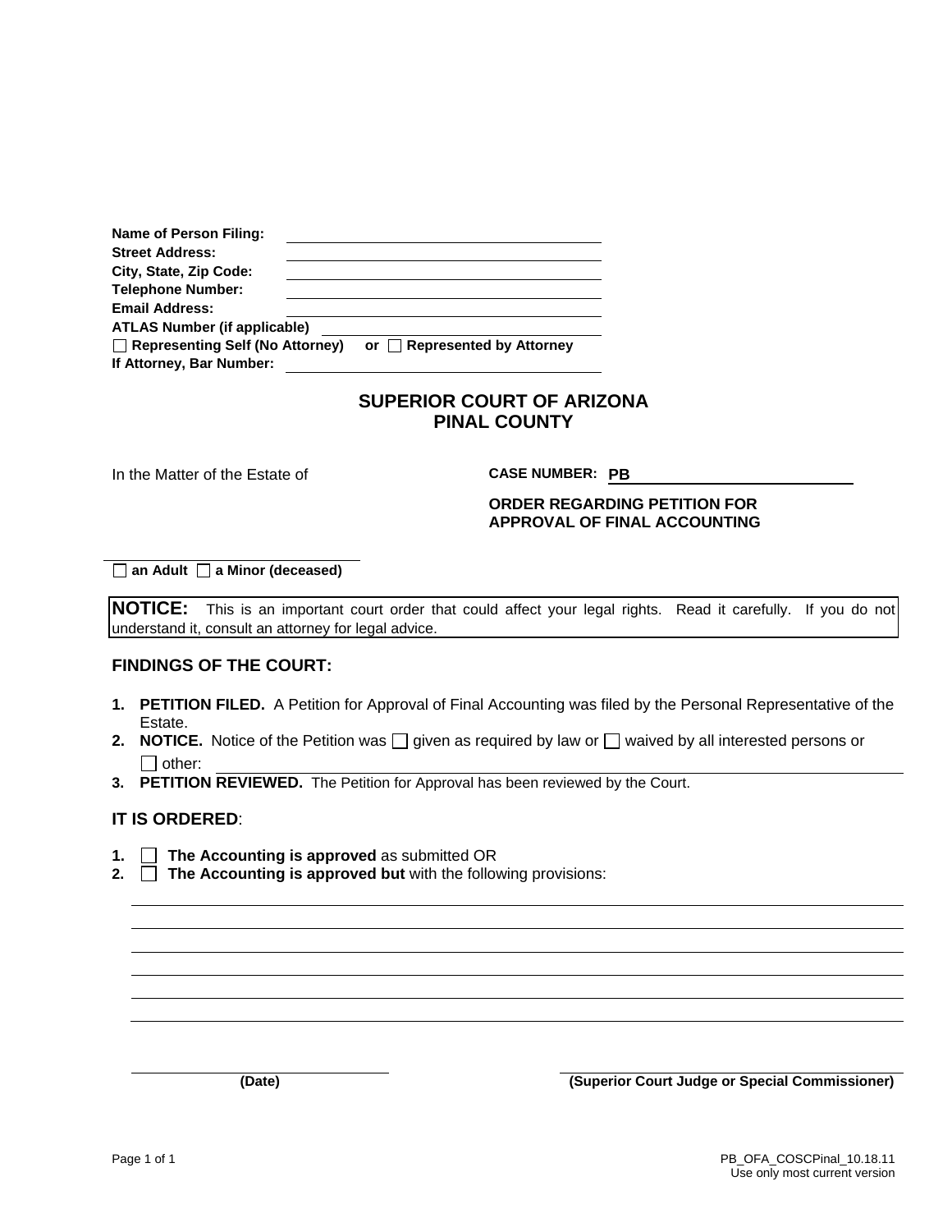Name of Person Filing: ______________________________
Street Address: ______________________________
City, State, Zip Code: ______________________________
Telephone Number: ______________________________
Email Address: ______________________________
ATLAS Number (if applicable) ______________________________
☐ Representing Self (No Attorney) or ☐ Represented by Attorney
If Attorney, Bar Number: ______________________________

## SUPERIOR COURT OF ARIZONA
## PINAL COUNTY

In the Matter of the Estate of

**CASE NUMBER:** PB ______________________________

**ORDER REGARDING PETITION FOR APPROVAL OF FINAL ACCOUNTING**

______________________________
☐ **an Adult** ☐ **a Minor (deceased)**

**NOTICE:** This is an important court order that could affect your legal rights. Read it carefully. If you do not understand it, consult an attorney for legal advice.

### FINDINGS OF THE COURT:

1. **PETITION FILED.** A Petition for Approval of Final Accounting was filed by the Personal Representative of the Estate.
2. **NOTICE.** Notice of the Petition was ☐ given as required by law or ☐ waived by all interested persons or ☐ other: ______________________________
3. **PETITION REVIEWED.** The Petition for Approval has been reviewed by the Court.

### IT IS ORDERED:

1. ☐ **The Accounting is approved** as submitted OR
2. ☐ **The Accounting is approved but** with the following provisions:

______________________________
______________________________
______________________________
______________________________
______________________________
______________________________

______________________________ **(Date)**

______________________________ **(Superior Court Judge or Special Commissioner)**

PB_OFA_COSCPinal_10.18.11
Use only most current version